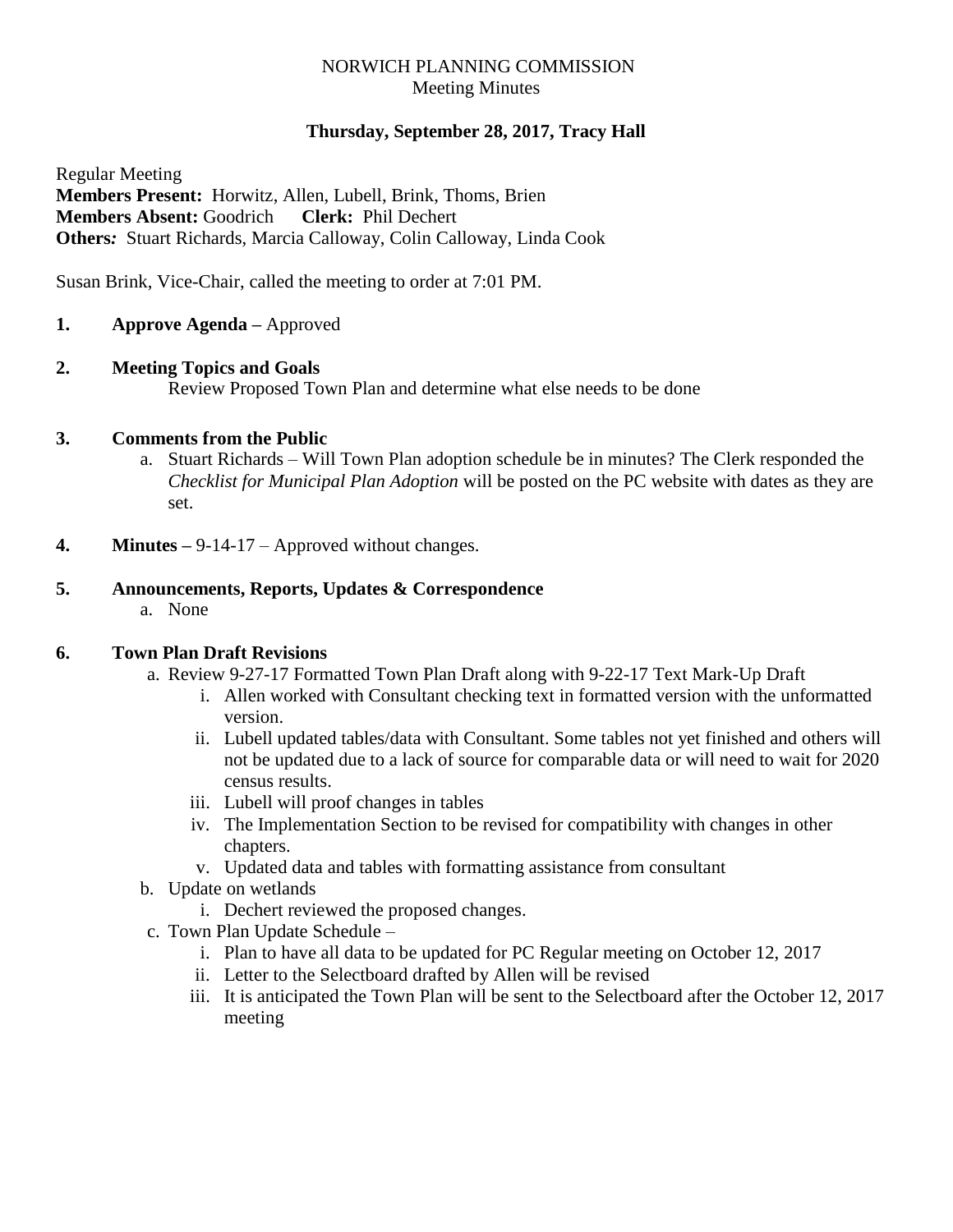# NORWICH PLANNING COMMISSION
Meeting Minutes

**Thursday, September 28, 2017, Tracy Hall**

Regular Meeting
**Members Present:** Horwitz, Allen, Lubell, Brink, Thoms, Brien
**Members Absent:** Goodrich **Clerk:** Phil Dechert
***Others:*** Stuart Richards, Marcia Calloway, Colin Calloway, Linda Cook

Susan Brink, Vice-Chair, called the meeting to order at 7:01 PM.

**1. Approve Agenda –** Approved

**2. Meeting Topics and Goals**

Review Proposed Town Plan and determine what else needs to be done

**3. Comments from the Public**

a. Stuart Richards – Will Town Plan adoption schedule be in minutes? The Clerk responded the *Checklist for Municipal Plan Adoption* will be posted on the PC website with dates as they are set.

**4. Minutes –** 9-14-17 – Approved without changes.

**5. Announcements, Reports, Updates & Correspondence**

a. None

**6. Town Plan Draft Revisions**

a. Review 9-27-17 Formatted Town Plan Draft along with 9-22-17 Text Mark-Up Draft
   i. Allen worked with Consultant checking text in formatted version with the unformatted version.
   ii. Lubell updated tables/data with Consultant. Some tables not yet finished and others will not be updated due to a lack of source for comparable data or will need to wait for 2020 census results.
   iii. Lubell will proof changes in tables
   iv. The Implementation Section to be revised for compatibility with changes in other chapters.
   v. Updated data and tables with formatting assistance from consultant

b. Update on wetlands
   i. Dechert reviewed the proposed changes.

c. Town Plan Update Schedule –
   i. Plan to have all data to be updated for PC Regular meeting on October 12, 2017
   ii. Letter to the Selectboard drafted by Allen will be revised
   iii. It is anticipated the Town Plan will be sent to the Selectboard after the October 12, 2017 meeting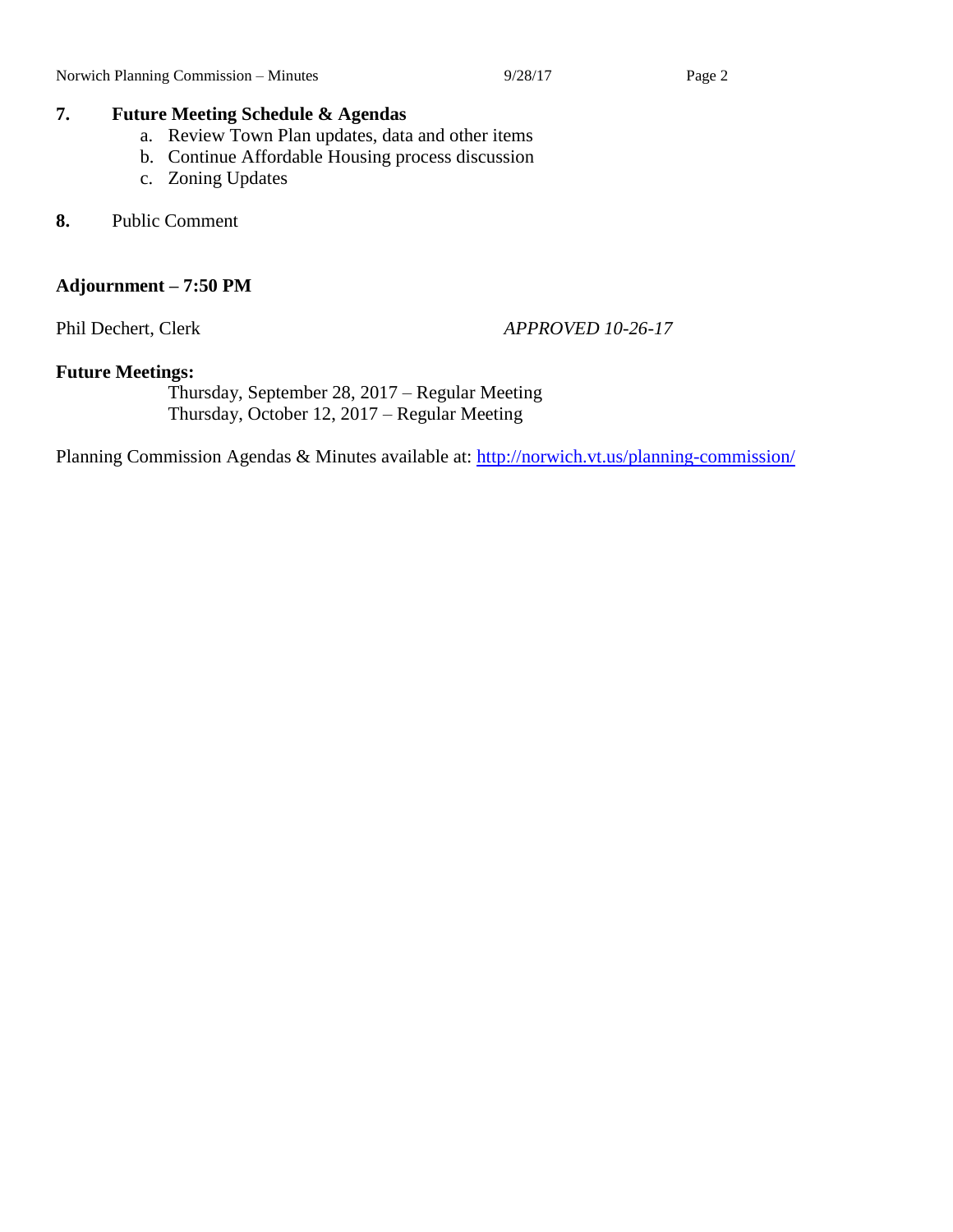**7. Future Meeting Schedule & Agendas**

a. Review Town Plan updates, data and other items
b. Continue Affordable Housing process discussion
c. Zoning Updates

**8.** Public Comment

**Adjournment – 7:50 PM**

Phil Dechert, Clerk *APPROVED 10-26-17*

**Future Meetings:**

Thursday, September 28, 2017 – Regular Meeting
Thursday, October 12, 2017 – Regular Meeting

Planning Commission Agendas & Minutes available at: [http://norwich.vt.us/planning-commission/](http://norwich.vt.us/planning-commission/)